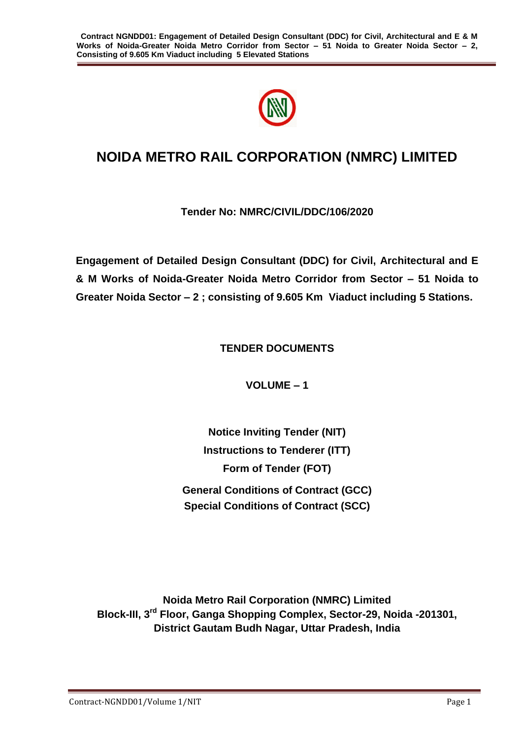# NOIDA METRO RAIL CORPORATION (NMRC) LIMITED

**Tender No: NMRC/CIVIL/DDC/106/2020**

**Engagement of Detailed Design Consultant (DDC) for Civil, Architectural and E & M Works of Noida-Greater Noida Metro Corridor from Sector – 51 Noida to Greater Noida Sector – 2 ; consisting of 9.605 Km Viaduct including 5 Stations.**

**TENDER DOCUMENTS**

**VOLUME – 1**

**Notice Inviting Tender (NIT)**
**Instructions to Tenderer (ITT)**
**Form of Tender (FOT)**
**General Conditions of Contract (GCC)**
**Special Conditions of Contract (SCC)**

**Noida Metro Rail Corporation (NMRC) Limited**
**Block-III, 3rd Floor, Ganga Shopping Complex, Sector-29, Noida -201301,**
**District Gautam Budh Nagar, Uttar Pradesh, India**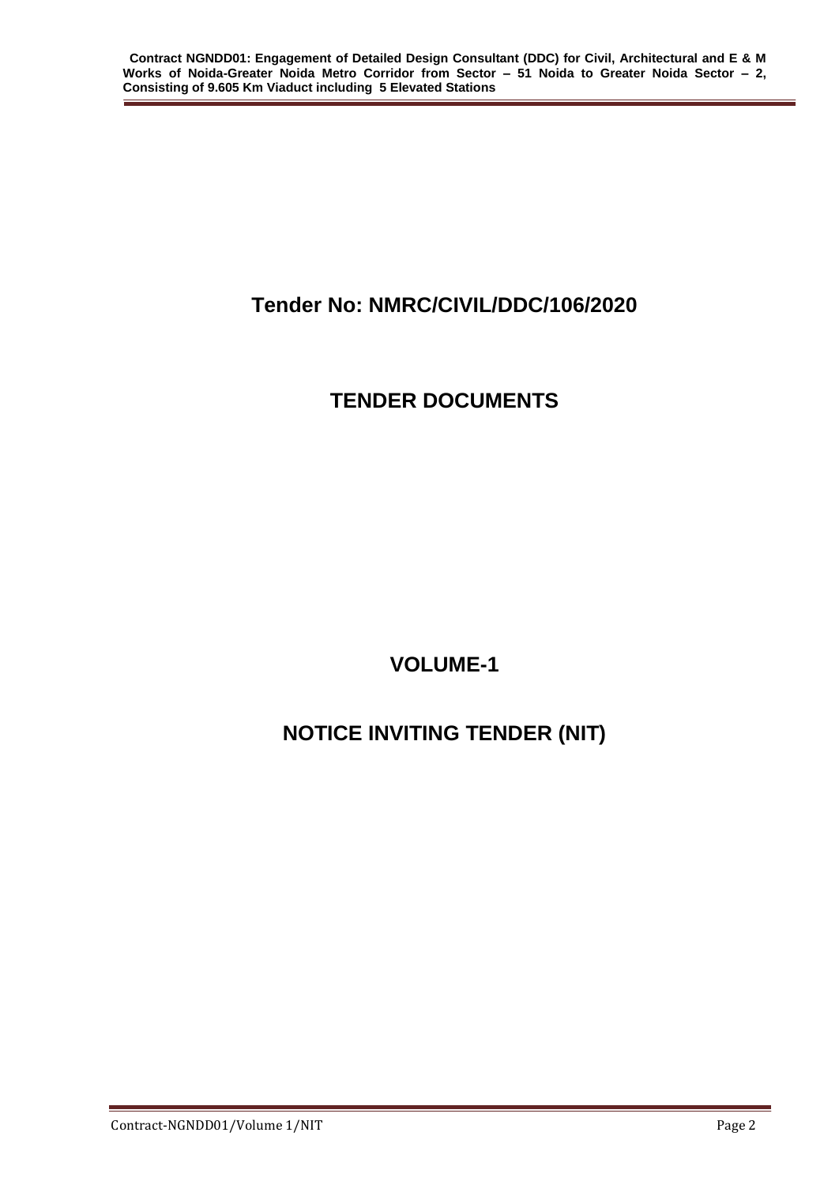# Tender No: NMRC/CIVIL/DDC/106/2020

# TENDER DOCUMENTS

# VOLUME-1

# NOTICE INVITING TENDER (NIT)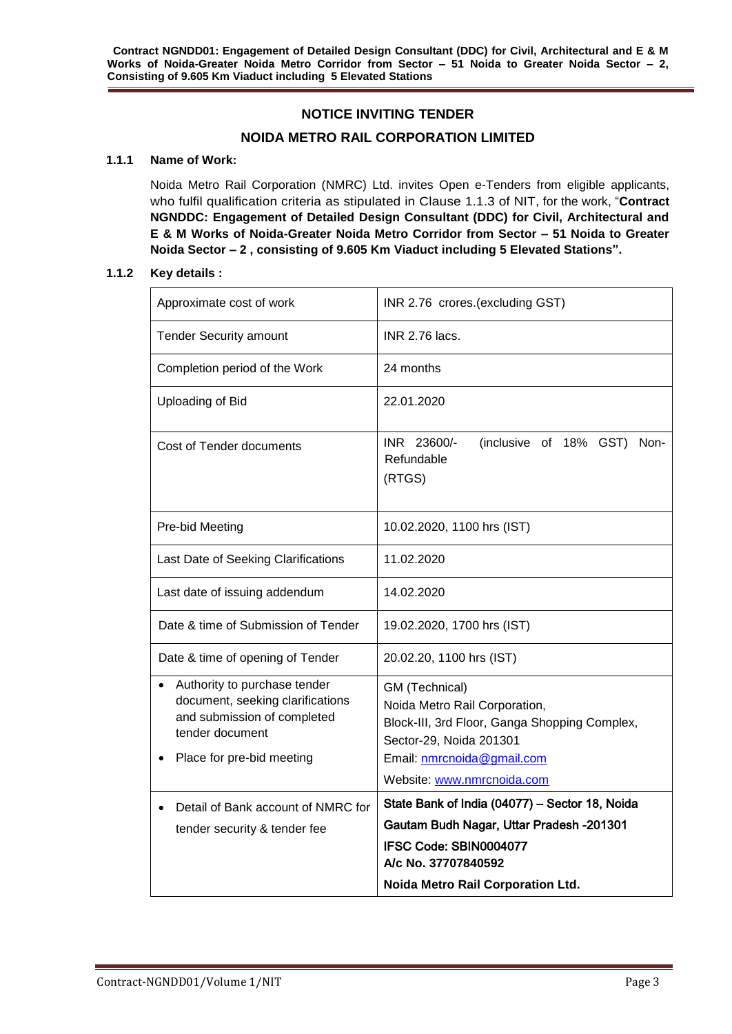## NOTICE INVITING TENDER

## NOIDA METRO RAIL CORPORATION LIMITED

### 1.1.1 Name of Work:

Noida Metro Rail Corporation (NMRC) Ltd. invites Open e-Tenders from eligible applicants, who fulfil qualification criteria as stipulated in Clause 1.1.3 of NIT, for the work, "**Contract NGNDDC: Engagement of Detailed Design Consultant (DDC) for Civil, Architectural and E & M Works of Noida-Greater Noida Metro Corridor from Sector – 51 Noida to Greater Noida Sector – 2 , consisting of 9.605 Km Viaduct including 5 Elevated Stations".**

### 1.1.2 Key details :

| | |
|---|---|
| Approximate cost of work | INR 2.76 crores.(excluding GST) |
| Tender Security amount | INR 2.76 lacs. |
| Completion period of the Work | 24 months |
| Uploading of Bid | 22.01.2020 |
| Cost of Tender documents | INR 23600/- (inclusive of 18% GST) Non-Refundable (RTGS) |
| Pre-bid Meeting | 10.02.2020, 1100 hrs (IST) |
| Last Date of Seeking Clarifications | 11.02.2020 |
| Last date of issuing addendum | 14.02.2020 |
| Date & time of Submission of Tender | 19.02.2020, 1700 hrs (IST) |
| Date & time of opening of Tender | 20.02.20, 1100 hrs (IST) |
| • Authority to purchase tender document, seeking clarifications and submission of completed tender document<br>• Place for pre-bid meeting | GM (Technical)<br>Noida Metro Rail Corporation,<br>Block-III, 3rd Floor, Ganga Shopping Complex,<br>Sector-29, Noida 201301<br>Email: nmrcnoida@gmail.com<br>Website: www.nmrcnoida.com |
| • Detail of Bank account of NMRC for tender security & tender fee | **State Bank of India (04077) – Sector 18, Noida**<br>**Gautam Budh Nagar, Uttar Pradesh -201301**<br>**IFSC Code: SBIN0004077**<br>**A/c No. 37707840592**<br>**Noida Metro Rail Corporation Ltd.** |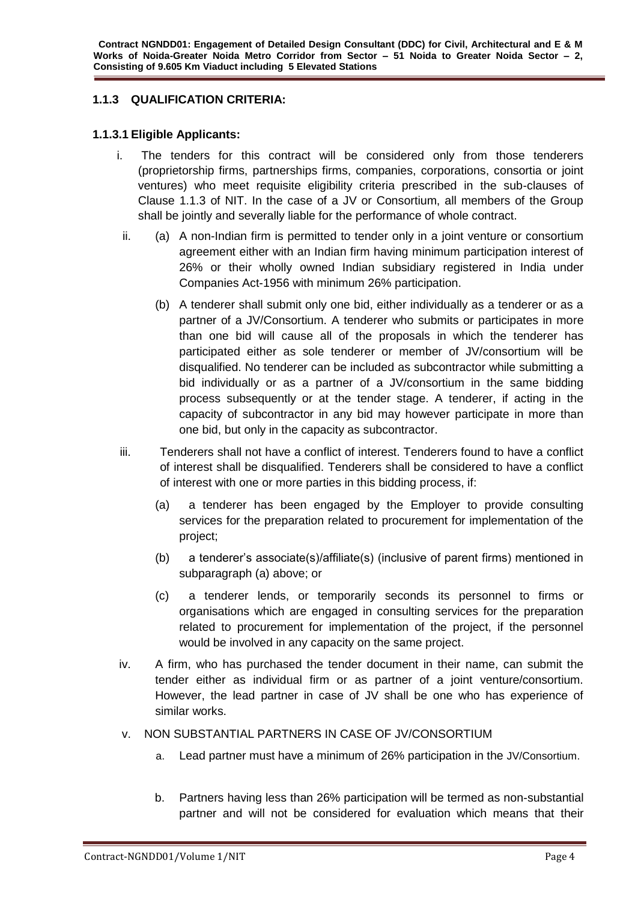### 1.1.3 QUALIFICATION CRITERIA:

#### 1.1.3.1 Eligible Applicants:

i. The tenders for this contract will be considered only from those tenderers (proprietorship firms, partnerships firms, companies, corporations, consortia or joint ventures) who meet requisite eligibility criteria prescribed in the sub-clauses of Clause 1.1.3 of NIT. In the case of a JV or Consortium, all members of the Group shall be jointly and severally liable for the performance of whole contract.

ii. (a) A non-Indian firm is permitted to tender only in a joint venture or consortium agreement either with an Indian firm having minimum participation interest of 26% or their wholly owned Indian subsidiary registered in India under Companies Act-1956 with minimum 26% participation.

(b) A tenderer shall submit only one bid, either individually as a tenderer or as a partner of a JV/Consortium. A tenderer who submits or participates in more than one bid will cause all of the proposals in which the tenderer has participated either as sole tenderer or member of JV/consortium will be disqualified. No tenderer can be included as subcontractor while submitting a bid individually or as a partner of a JV/consortium in the same bidding process subsequently or at the tender stage. A tenderer, if acting in the capacity of subcontractor in any bid may however participate in more than one bid, but only in the capacity as subcontractor.

iii. Tenderers shall not have a conflict of interest. Tenderers found to have a conflict of interest shall be disqualified. Tenderers shall be considered to have a conflict of interest with one or more parties in this bidding process, if:

(a) a tenderer has been engaged by the Employer to provide consulting services for the preparation related to procurement for implementation of the project;

(b) a tenderer's associate(s)/affiliate(s) (inclusive of parent firms) mentioned in subparagraph (a) above; or

(c) a tenderer lends, or temporarily seconds its personnel to firms or organisations which are engaged in consulting services for the preparation related to procurement for implementation of the project, if the personnel would be involved in any capacity on the same project.

iv. A firm, who has purchased the tender document in their name, can submit the tender either as individual firm or as partner of a joint venture/consortium. However, the lead partner in case of JV shall be one who has experience of similar works.

v. NON SUBSTANTIAL PARTNERS IN CASE OF JV/CONSORTIUM

a. Lead partner must have a minimum of 26% participation in the JV/Consortium.

b. Partners having less than 26% participation will be termed as non-substantial partner and will not be considered for evaluation which means that their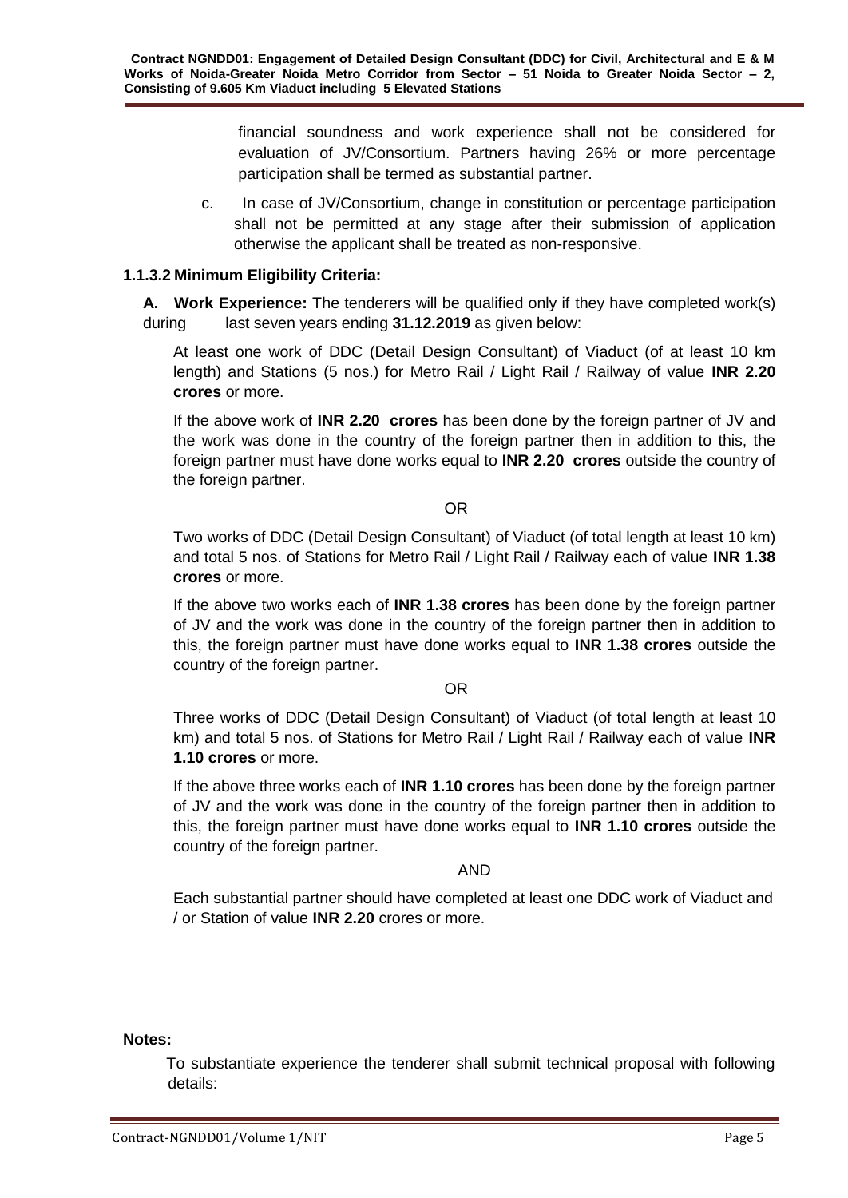financial soundness and work experience shall not be considered for evaluation of JV/Consortium. Partners having 26% or more percentage participation shall be termed as substantial partner.

c. In case of JV/Consortium, change in constitution or percentage participation shall not be permitted at any stage after their submission of application otherwise the applicant shall be treated as non-responsive.

### 1.1.3.2 Minimum Eligibility Criteria:

**A. Work Experience:** The tenderers will be qualified only if they have completed work(s) during last seven years ending **31.12.2019** as given below:

At least one work of DDC (Detail Design Consultant) of Viaduct (of at least 10 km length) and Stations (5 nos.) for Metro Rail / Light Rail / Railway of value **INR 2.20 crores** or more.

If the above work of **INR 2.20 crores** has been done by the foreign partner of JV and the work was done in the country of the foreign partner then in addition to this, the foreign partner must have done works equal to **INR 2.20 crores** outside the country of the foreign partner.

OR

Two works of DDC (Detail Design Consultant) of Viaduct (of total length at least 10 km) and total 5 nos. of Stations for Metro Rail / Light Rail / Railway each of value **INR 1.38 crores** or more.

If the above two works each of **INR 1.38 crores** has been done by the foreign partner of JV and the work was done in the country of the foreign partner then in addition to this, the foreign partner must have done works equal to **INR 1.38 crores** outside the country of the foreign partner.

OR

Three works of DDC (Detail Design Consultant) of Viaduct (of total length at least 10 km) and total 5 nos. of Stations for Metro Rail / Light Rail / Railway each of value **INR 1.10 crores** or more.

If the above three works each of **INR 1.10 crores** has been done by the foreign partner of JV and the work was done in the country of the foreign partner then in addition to this, the foreign partner must have done works equal to **INR 1.10 crores** outside the country of the foreign partner.

AND

Each substantial partner should have completed at least one DDC work of Viaduct and / or Station of value **INR 2.20** crores or more.

**Notes:**

To substantiate experience the tenderer shall submit technical proposal with following details: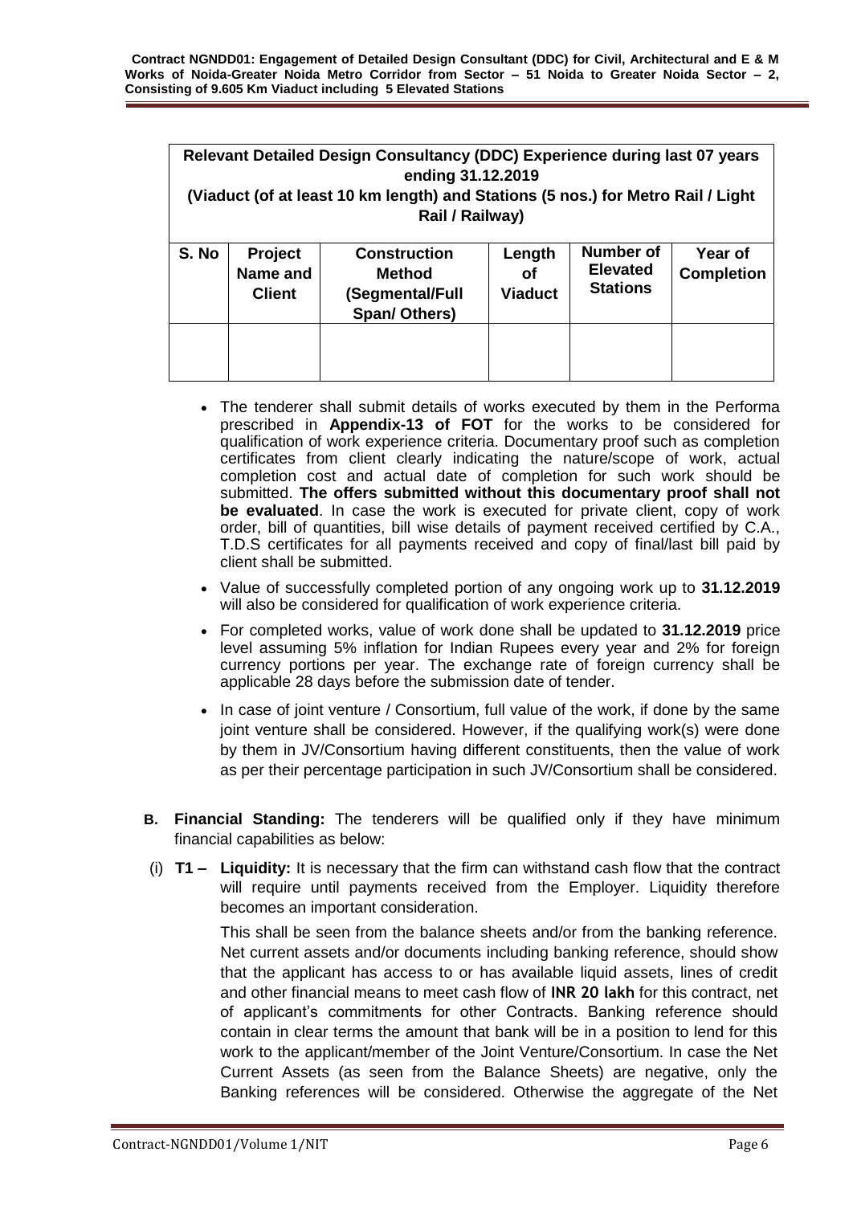| **Relevant Detailed Design Consultancy (DDC) Experience during last 07 years ending 31.12.2019 (Viaduct (of at least 10 km length) and Stations (5 nos.) for Metro Rail / Light Rail / Railway)** | | | | | |
|---|---|---|---|---|---|
| **S. No** | **Project Name and Client** | **Construction Method (Segmental/Full Span/ Others)** | **Length of Viaduct** | **Number of Elevated Stations** | **Year of Completion** |
| | | | | | |

- The tenderer shall submit details of works executed by them in the Performa prescribed in **Appendix-13 of FOT** for the works to be considered for qualification of work experience criteria. Documentary proof such as completion certificates from client clearly indicating the nature/scope of work, actual completion cost and actual date of completion for such work should be submitted. **The offers submitted without this documentary proof shall not be evaluated**. In case the work is executed for private client, copy of work order, bill of quantities, bill wise details of payment received certified by C.A., T.D.S certificates for all payments received and copy of final/last bill paid by client shall be submitted.
- Value of successfully completed portion of any ongoing work up to **31.12.2019** will also be considered for qualification of work experience criteria.
- For completed works, value of work done shall be updated to **31.12.2019** price level assuming 5% inflation for Indian Rupees every year and 2% for foreign currency portions per year. The exchange rate of foreign currency shall be applicable 28 days before the submission date of tender.
- In case of joint venture / Consortium, full value of the work, if done by the same joint venture shall be considered. However, if the qualifying work(s) were done by them in JV/Consortium having different constituents, then the value of work as per their percentage participation in such JV/Consortium shall be considered.

**B. Financial Standing:** The tenderers will be qualified only if they have minimum financial capabilities as below:

(i) **T1 – Liquidity:** It is necessary that the firm can withstand cash flow that the contract will require until payments received from the Employer. Liquidity therefore becomes an important consideration.

This shall be seen from the balance sheets and/or from the banking reference. Net current assets and/or documents including banking reference, should show that the applicant has access to or has available liquid assets, lines of credit and other financial means to meet cash flow of **INR 20 lakh** for this contract, net of applicant's commitments for other Contracts. Banking reference should contain in clear terms the amount that bank will be in a position to lend for this work to the applicant/member of the Joint Venture/Consortium. In case the Net Current Assets (as seen from the Balance Sheets) are negative, only the Banking references will be considered. Otherwise the aggregate of the Net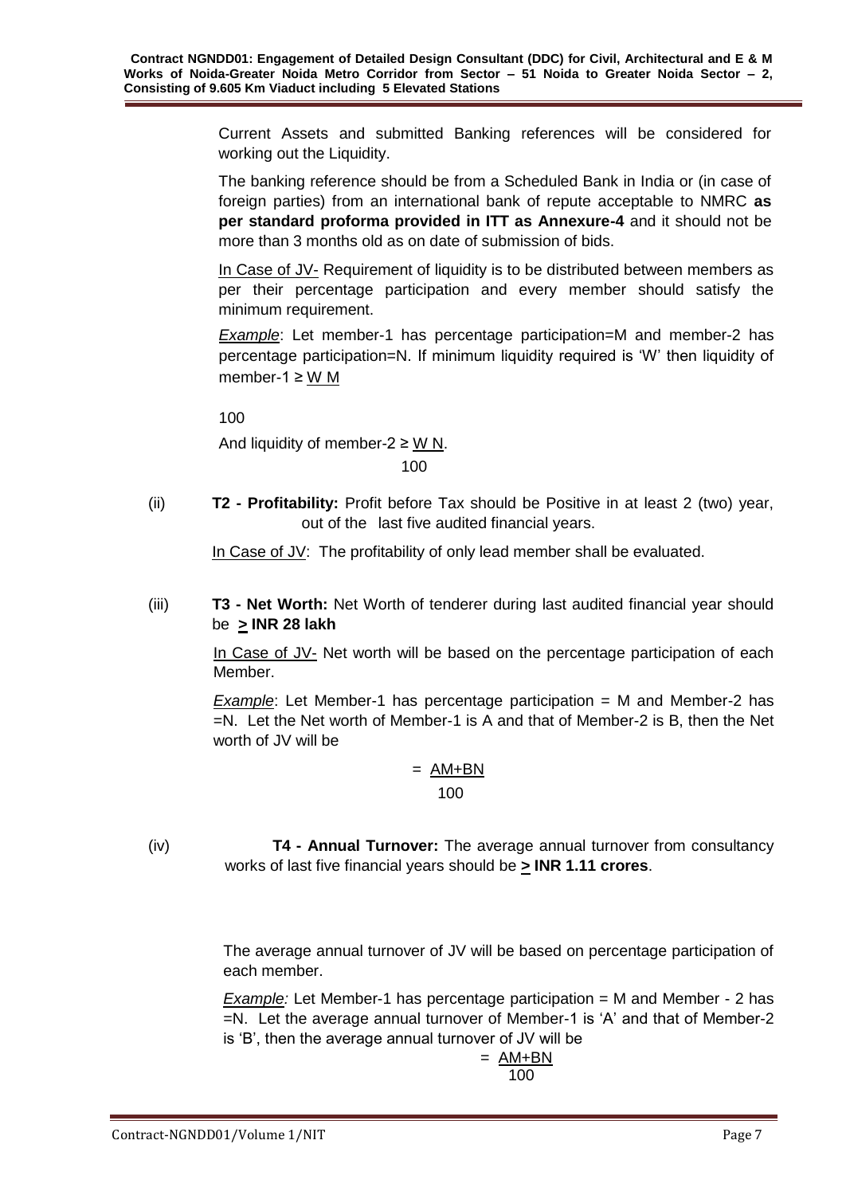Current Assets and submitted Banking references will be considered for working out the Liquidity.

The banking reference should be from a Scheduled Bank in India or (in case of foreign parties) from an international bank of repute acceptable to NMRC **as per standard proforma provided in ITT as Annexure-4** and it should not be more than 3 months old as on date of submission of bids.

In Case of JV- Requirement of liquidity is to be distributed between members as per their percentage participation and every member should satisfy the minimum requirement.

*Example*: Let member-1 has percentage participation=M and member-2 has percentage participation=N. If minimum liquidity required is 'W' then liquidity of member-1 $\geq \frac{W\ M}{100}$

And liquidity of member-2 $\geq \frac{W\ N}{100}$.

(ii) **T2 - Profitability:** Profit before Tax should be Positive in at least 2 (two) year, out of the last five audited financial years.

In Case of JV: The profitability of only lead member shall be evaluated.

(iii) **T3 - Net Worth:** Net Worth of tenderer during last audited financial year should be **≥ INR 28 lakh**

In Case of JV- Net worth will be based on the percentage participation of each Member.

*Example*: Let Member-1 has percentage participation = M and Member-2 has =N. Let the Net worth of Member-1 is A and that of Member-2 is B, then the Net worth of JV will be

$$= \frac{AM+BN}{100}$$

(iv) **T4 - Annual Turnover:** The average annual turnover from consultancy works of last five financial years should be **≥ INR 1.11 crores**.

The average annual turnover of JV will be based on percentage participation of each member.

*Example:* Let Member-1 has percentage participation = M and Member - 2 has =N. Let the average annual turnover of Member-1 is 'A' and that of Member-2 is 'B', then the average annual turnover of JV will be

$$= \frac{AM+BN}{100}$$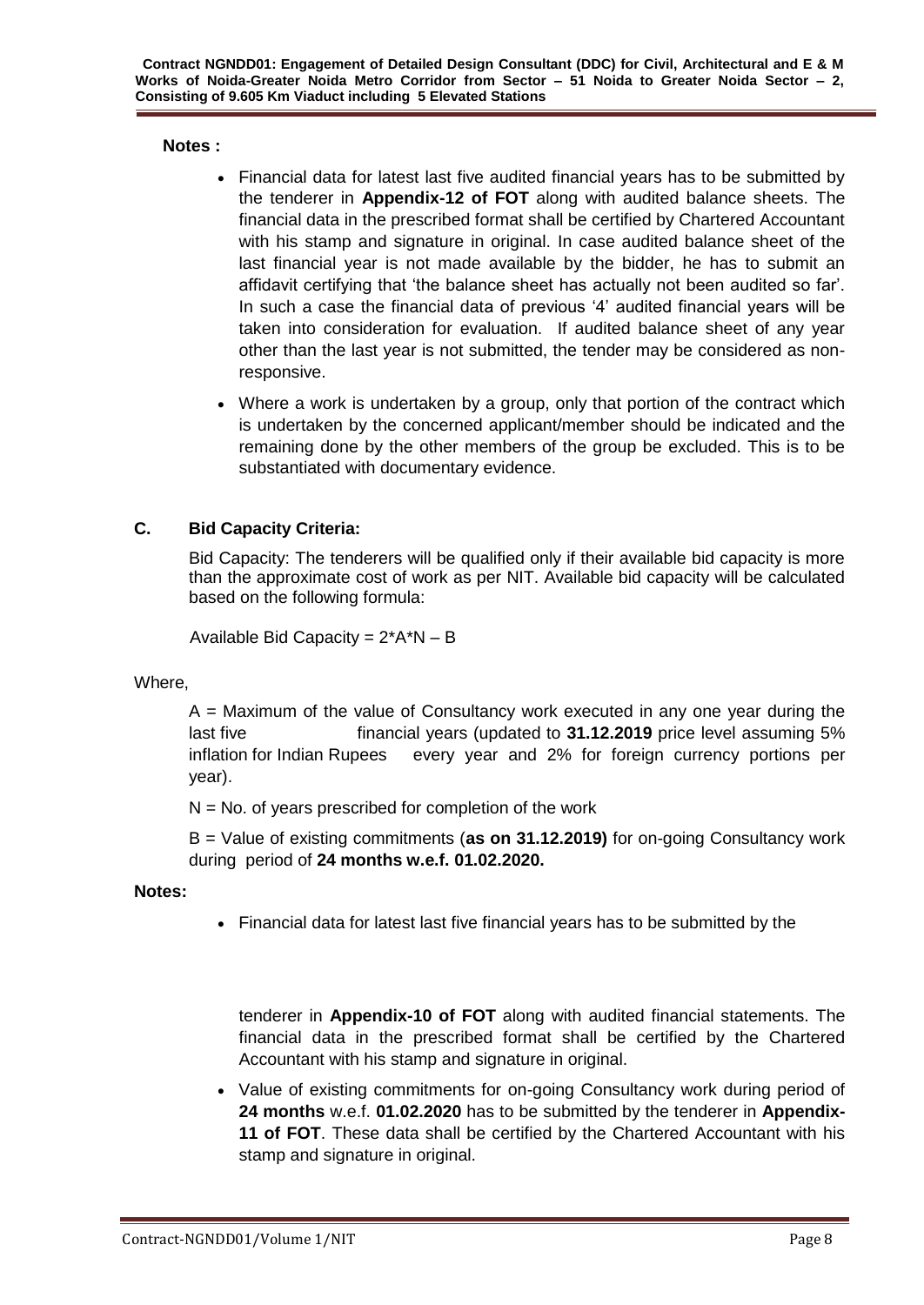**Notes :**

- Financial data for latest last five audited financial years has to be submitted by the tenderer in **Appendix-12 of FOT** along with audited balance sheets. The financial data in the prescribed format shall be certified by Chartered Accountant with his stamp and signature in original. In case audited balance sheet of the last financial year is not made available by the bidder, he has to submit an affidavit certifying that 'the balance sheet has actually not been audited so far'. In such a case the financial data of previous '4' audited financial years will be taken into consideration for evaluation. If audited balance sheet of any year other than the last year is not submitted, the tender may be considered as non-responsive.
- Where a work is undertaken by a group, only that portion of the contract which is undertaken by the concerned applicant/member should be indicated and the remaining done by the other members of the group be excluded. This is to be substantiated with documentary evidence.

## C. Bid Capacity Criteria:

Bid Capacity: The tenderers will be qualified only if their available bid capacity is more than the approximate cost of work as per NIT. Available bid capacity will be calculated based on the following formula:

Available Bid Capacity = 2*A*N – B

Where,

A = Maximum of the value of Consultancy work executed in any one year during the last five financial years (updated to **31.12.2019** price level assuming 5% inflation for Indian Rupees every year and 2% for foreign currency portions per year).

N = No. of years prescribed for completion of the work

B = Value of existing commitments (**as on 31.12.2019)** for on-going Consultancy work during period of **24 months w.e.f. 01.02.2020.**

**Notes:**

- Financial data for latest last five financial years has to be submitted by the tenderer in **Appendix-10 of FOT** along with audited financial statements. The financial data in the prescribed format shall be certified by the Chartered Accountant with his stamp and signature in original.
- Value of existing commitments for on-going Consultancy work during period of **24 months** w.e.f. **01.02.2020** has to be submitted by the tenderer in **Appendix-11 of FOT**. These data shall be certified by the Chartered Accountant with his stamp and signature in original.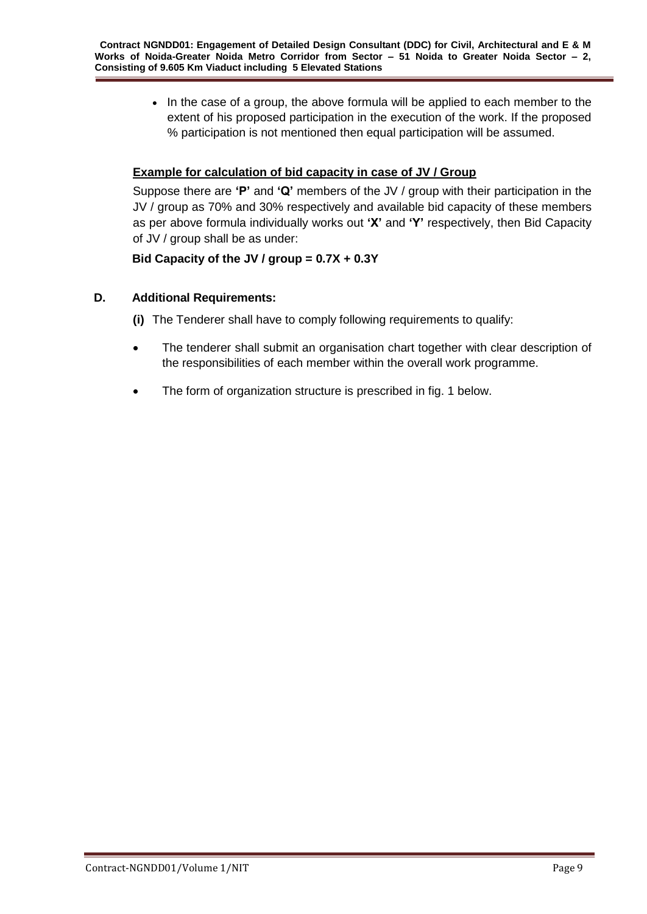- In the case of a group, the above formula will be applied to each member to the extent of his proposed participation in the execution of the work. If the proposed % participation is not mentioned then equal participation will be assumed.

**<u>Example for calculation of bid capacity in case of JV / Group</u>**

Suppose there are **'P'** and **'Q'** members of the JV / group with their participation in the JV / group as 70% and 30% respectively and available bid capacity of these members as per above formula individually works out **'X'** and **'Y'** respectively, then Bid Capacity of JV / group shall be as under:

**Bid Capacity of the JV / group = 0.7X + 0.3Y**

**D. Additional Requirements:**

**(i)** The Tenderer shall have to comply following requirements to qualify:

- The tenderer shall submit an organisation chart together with clear description of the responsibilities of each member within the overall work programme.
- The form of organization structure is prescribed in fig. 1 below.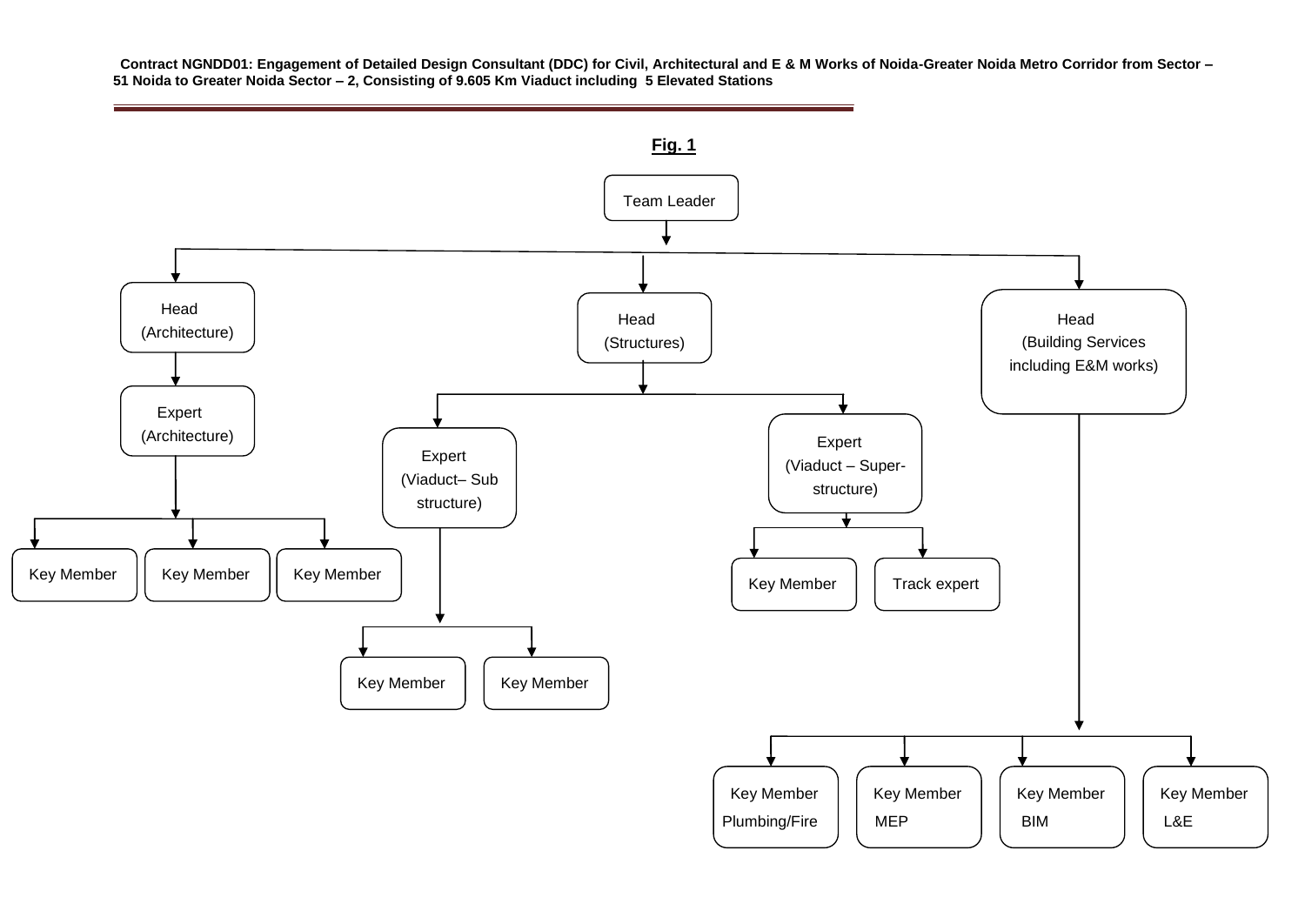**Fig. 1**

- Team Leader
  - Head (Architecture)
    - Expert (Architecture)
      - Key Member
      - Key Member
      - Key Member
  - Head (Structures)
    - Expert (Viaduct– Sub structure)
      - Key Member
      - Key Member
    - Expert (Viaduct – Super-structure)
      - Key Member
      - Track expert
  - Head (Building Services including E&M works)
    - Key Member Plumbing/Fire
    - Key Member MEP
    - Key Member BIM
    - Key Member L&E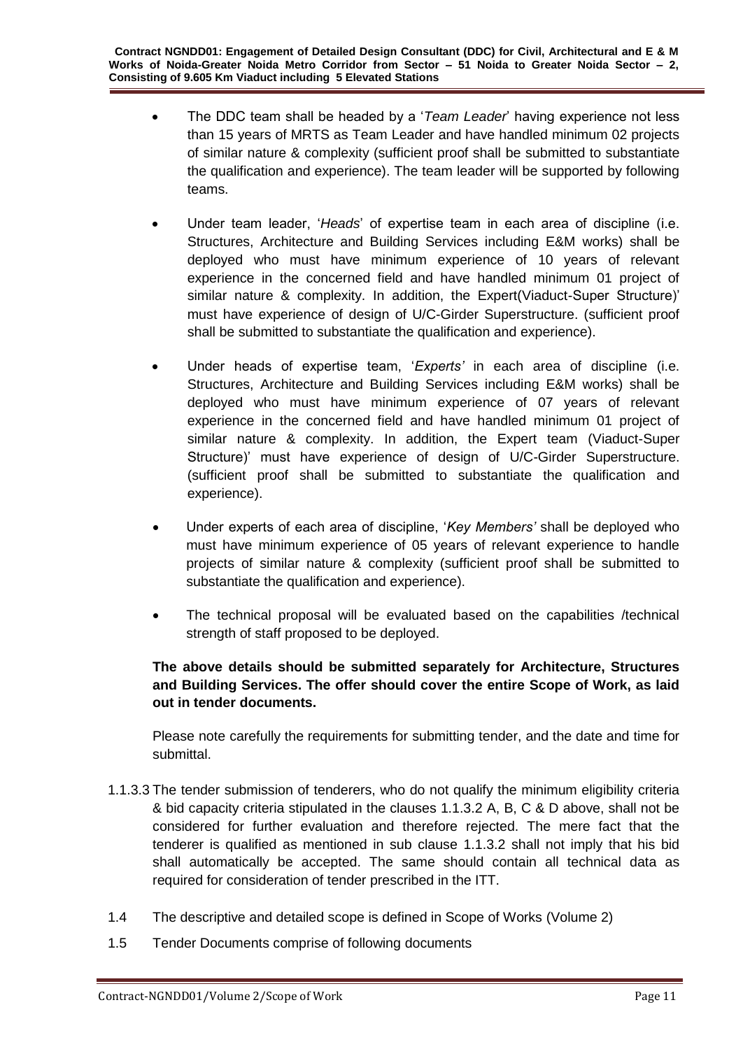- The DDC team shall be headed by a '*Team Leader*' having experience not less than 15 years of MRTS as Team Leader and have handled minimum 02 projects of similar nature & complexity (sufficient proof shall be submitted to substantiate the qualification and experience). The team leader will be supported by following teams.

- Under team leader, '*Heads*' of expertise team in each area of discipline (i.e. Structures, Architecture and Building Services including E&M works) shall be deployed who must have minimum experience of 10 years of relevant experience in the concerned field and have handled minimum 01 project of similar nature & complexity. In addition, the Expert(Viaduct-Super Structure)' must have experience of design of U/C-Girder Superstructure. (sufficient proof shall be submitted to substantiate the qualification and experience).

- Under heads of expertise team, '*Experts'* in each area of discipline (i.e. Structures, Architecture and Building Services including E&M works) shall be deployed who must have minimum experience of 07 years of relevant experience in the concerned field and have handled minimum 01 project of similar nature & complexity. In addition, the Expert team (Viaduct-Super Structure)' must have experience of design of U/C-Girder Superstructure. (sufficient proof shall be submitted to substantiate the qualification and experience).

- Under experts of each area of discipline, '*Key Members'* shall be deployed who must have minimum experience of 05 years of relevant experience to handle projects of similar nature & complexity (sufficient proof shall be submitted to substantiate the qualification and experience).

- The technical proposal will be evaluated based on the capabilities /technical strength of staff proposed to be deployed.

**The above details should be submitted separately for Architecture, Structures and Building Services. The offer should cover the entire Scope of Work, as laid out in tender documents.**

Please note carefully the requirements for submitting tender, and the date and time for submittal.

1.1.3.3 The tender submission of tenderers, who do not qualify the minimum eligibility criteria & bid capacity criteria stipulated in the clauses 1.1.3.2 A, B, C & D above, shall not be considered for further evaluation and therefore rejected. The mere fact that the tenderer is qualified as mentioned in sub clause 1.1.3.2 shall not imply that his bid shall automatically be accepted. The same should contain all technical data as required for consideration of tender prescribed in the ITT.

1.4 The descriptive and detailed scope is defined in Scope of Works (Volume 2)

1.5 Tender Documents comprise of following documents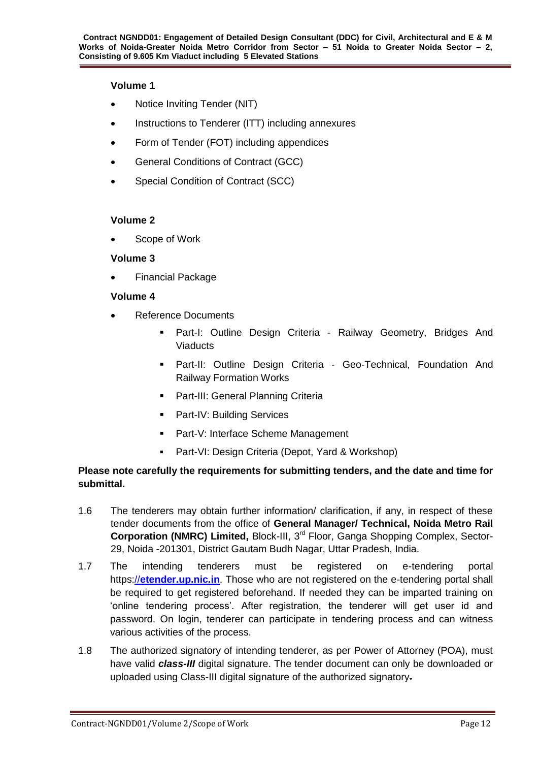**Volume 1**

- Notice Inviting Tender (NIT)
- Instructions to Tenderer (ITT) including annexures
- Form of Tender (FOT) including appendices
- General Conditions of Contract (GCC)
- Special Condition of Contract (SCC)

**Volume 2**

- Scope of Work

**Volume 3**

- Financial Package

**Volume 4**

- Reference Documents
  - Part-I: Outline Design Criteria - Railway Geometry, Bridges And Viaducts
  - Part-II: Outline Design Criteria - Geo-Technical, Foundation And Railway Formation Works
  - Part-III: General Planning Criteria
  - Part-IV: Building Services
  - Part-V: Interface Scheme Management
  - Part-VI: Design Criteria (Depot, Yard & Workshop)

**Please note carefully the requirements for submitting tenders, and the date and time for submittal.**

1.6 The tenderers may obtain further information/ clarification, if any, in respect of these tender documents from the office of **General Manager/ Technical, Noida Metro Rail Corporation (NMRC) Limited,** Block-III, 3rd Floor, Ganga Shopping Complex, Sector-29, Noida -201301, District Gautam Budh Nagar, Uttar Pradesh, India.

1.7 The intending tenderers must be registered on e-tendering portal https://**etender.up.nic.in**. Those who are not registered on the e-tendering portal shall be required to get registered beforehand. If needed they can be imparted training on 'online tendering process'. After registration, the tenderer will get user id and password. On login, tenderer can participate in tendering process and can witness various activities of the process.

1.8 The authorized signatory of intending tenderer, as per Power of Attorney (POA), must have valid ***class-III*** digital signature. The tender document can only be downloaded or uploaded using Class-III digital signature of the authorized signatory.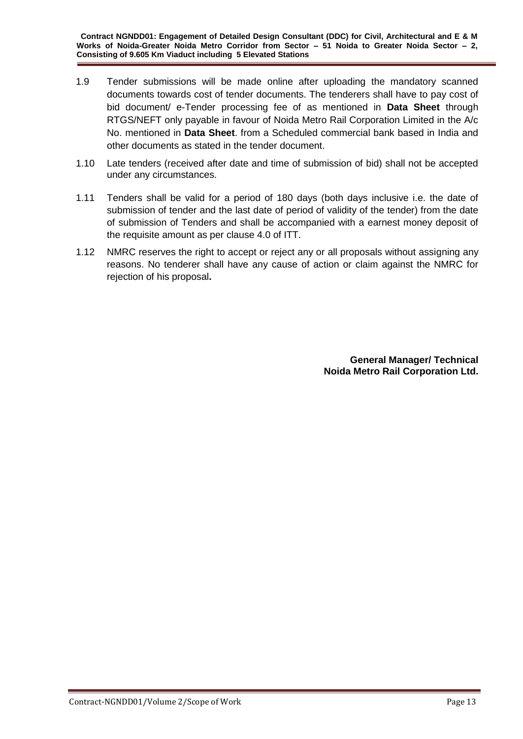1.9 Tender submissions will be made online after uploading the mandatory scanned documents towards cost of tender documents. The tenderers shall have to pay cost of bid document/ e-Tender processing fee of as mentioned in **Data Sheet** through RTGS/NEFT only payable in favour of Noida Metro Rail Corporation Limited in the A/c No. mentioned in **Data Sheet**. from a Scheduled commercial bank based in India and other documents as stated in the tender document.

1.10 Late tenders (received after date and time of submission of bid) shall not be accepted under any circumstances.

1.11 Tenders shall be valid for a period of 180 days (both days inclusive i.e. the date of submission of tender and the last date of period of validity of the tender) from the date of submission of Tenders and shall be accompanied with a earnest money deposit of the requisite amount as per clause 4.0 of ITT.

1.12 NMRC reserves the right to accept or reject any or all proposals without assigning any reasons. No tenderer shall have any cause of action or claim against the NMRC for rejection of his proposal**.**

**General Manager/ Technical**
**Noida Metro Rail Corporation Ltd.**